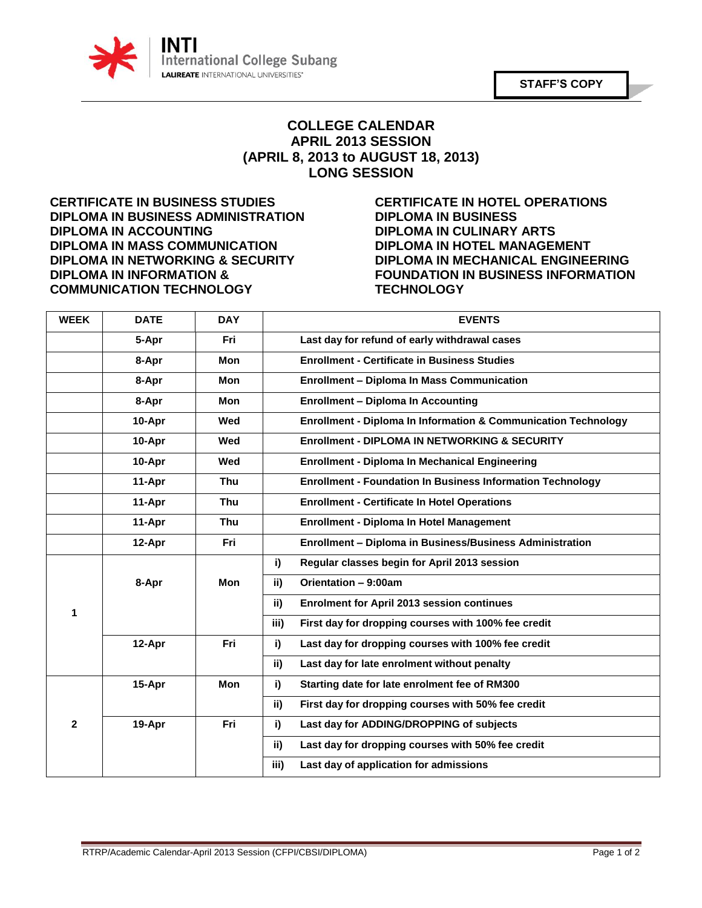INTI International College Subang
LAUREATE INTERNATIONAL UNIVERSITIES

**STAFF'S COPY**

# COLLEGE CALENDAR
## APRIL 2013 SESSION
## (APRIL 8, 2013 to AUGUST 18, 2013)
## LONG SESSION

**CERTIFICATE IN BUSINESS STUDIES**
**DIPLOMA IN BUSINESS ADMINISTRATION**
**DIPLOMA IN ACCOUNTING**
**DIPLOMA IN MASS COMMUNICATION**
**DIPLOMA IN NETWORKING & SECURITY**
**DIPLOMA IN INFORMATION & COMMUNICATION TECHNOLOGY**

**CERTIFICATE IN HOTEL OPERATIONS**
**DIPLOMA IN BUSINESS**
**DIPLOMA IN CULINARY ARTS**
**DIPLOMA IN HOTEL MANAGEMENT**
**DIPLOMA IN MECHANICAL ENGINEERING**
**FOUNDATION IN BUSINESS INFORMATION TECHNOLOGY**

| WEEK | DATE | DAY | | EVENTS |
|---|---|---|---|---|
| | 5-Apr | Fri | | Last day for refund of early withdrawal cases |
| | 8-Apr | Mon | | Enrollment - Certificate in Business Studies |
| | 8-Apr | Mon | | Enrollment – Diploma In Mass Communication |
| | 8-Apr | Mon | | Enrollment – Diploma In Accounting |
| | 10-Apr | Wed | | Enrollment - Diploma In Information & Communication Technology |
| | 10-Apr | Wed | | Enrollment - DIPLOMA IN NETWORKING & SECURITY |
| | 10-Apr | Wed | | Enrollment - Diploma In Mechanical Engineering |
| | 11-Apr | Thu | | Enrollment - Foundation In Business Information Technology |
| | 11-Apr | Thu | | Enrollment - Certificate In Hotel Operations |
| | 11-Apr | Thu | | Enrollment - Diploma In Hotel Management |
| | 12-Apr | Fri | | Enrollment – Diploma in Business/Business Administration |
| 1 | 8-Apr | Mon | i) | Regular classes begin for April 2013 session |
| | | | ii) | Orientation – 9:00am |
| | | | ii) | Enrolment for April 2013 session continues |
| | | | iii) | First day for dropping courses with 100% fee credit |
| | 12-Apr | Fri | i) | Last day for dropping courses with 100% fee credit |
| | | | ii) | Last day for late enrolment without penalty |
| 2 | 15-Apr | Mon | i) | Starting date for late enrolment fee of RM300 |
| | | | ii) | First day for dropping courses with 50% fee credit |
| | 19-Apr | Fri | i) | Last day for ADDING/DROPPING of subjects |
| | | | ii) | Last day for dropping courses with 50% fee credit |
| | | | iii) | Last day of application for admissions |

RTRP/Academic Calendar-April 2013 Session (CFPI/CBSI/DIPLOMA)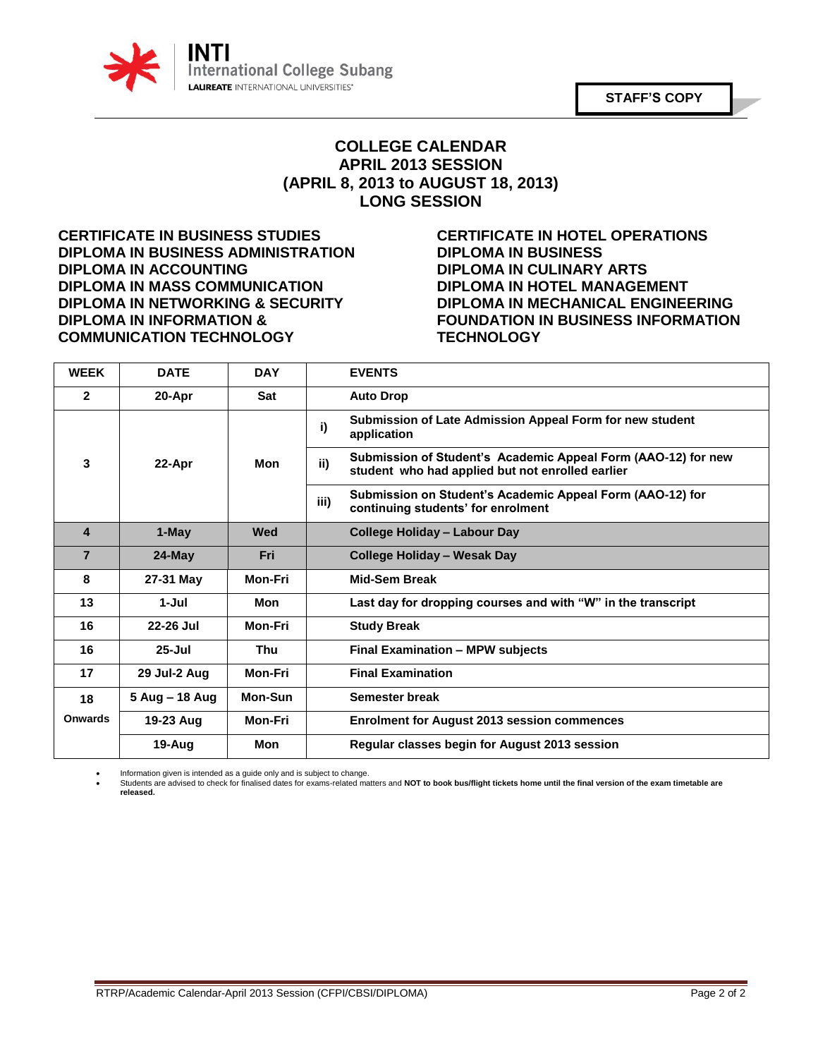INTI International College Subang
LAUREATE INTERNATIONAL UNIVERSITIES®

**STAFF'S COPY**

# COLLEGE CALENDAR
## APRIL 2013 SESSION
## (APRIL 8, 2013 to AUGUST 18, 2013)
## LONG SESSION

**CERTIFICATE IN BUSINESS STUDIES**
**DIPLOMA IN BUSINESS ADMINISTRATION**
**DIPLOMA IN ACCOUNTING**
**DIPLOMA IN MASS COMMUNICATION**
**DIPLOMA IN NETWORKING & SECURITY**
**DIPLOMA IN INFORMATION & COMMUNICATION TECHNOLOGY**

**CERTIFICATE IN HOTEL OPERATIONS**
**DIPLOMA IN BUSINESS**
**DIPLOMA IN CULINARY ARTS**
**DIPLOMA IN HOTEL MANAGEMENT**
**DIPLOMA IN MECHANICAL ENGINEERING**
**FOUNDATION IN BUSINESS INFORMATION TECHNOLOGY**

| WEEK | DATE | DAY | | EVENTS |
|---|---|---|---|---|
| 2 | 20-Apr | Sat | | Auto Drop |
| 3 | 22-Apr | Mon | i) | Submission of Late Admission Appeal Form for new student application |
| | | | ii) | Submission of Student's Academic Appeal Form (AAO-12) for new student who had applied but not enrolled earlier |
| | | | iii) | Submission on Student's Academic Appeal Form (AAO-12) for continuing students' for enrolment |
| 4 | 1-May | Wed | | College Holiday – Labour Day |
| 7 | 24-May | Fri | | College Holiday – Wesak Day |
| 8 | 27-31 May | Mon-Fri | | Mid-Sem Break |
| 13 | 1-Jul | Mon | | Last day for dropping courses and with "W" in the transcript |
| 16 | 22-26 Jul | Mon-Fri | | Study Break |
| 16 | 25-Jul | Thu | | Final Examination – MPW subjects |
| 17 | 29 Jul-2 Aug | Mon-Fri | | Final Examination |
| 18 Onwards | 5 Aug – 18 Aug | Mon-Sun | | Semester break |
| | 19-23 Aug | Mon-Fri | | Enrolment for August 2013 session commences |
| | 19-Aug | Mon | | Regular classes begin for August 2013 session |

- Information given is intended as a guide only and is subject to change.
- Students are advised to check for finalised dates for exams-related matters and **NOT to book bus/flight tickets home until the final version of the exam timetable are released.**

RTRP/Academic Calendar-April 2013 Session (CFPI/CBSI/DIPLOMA)